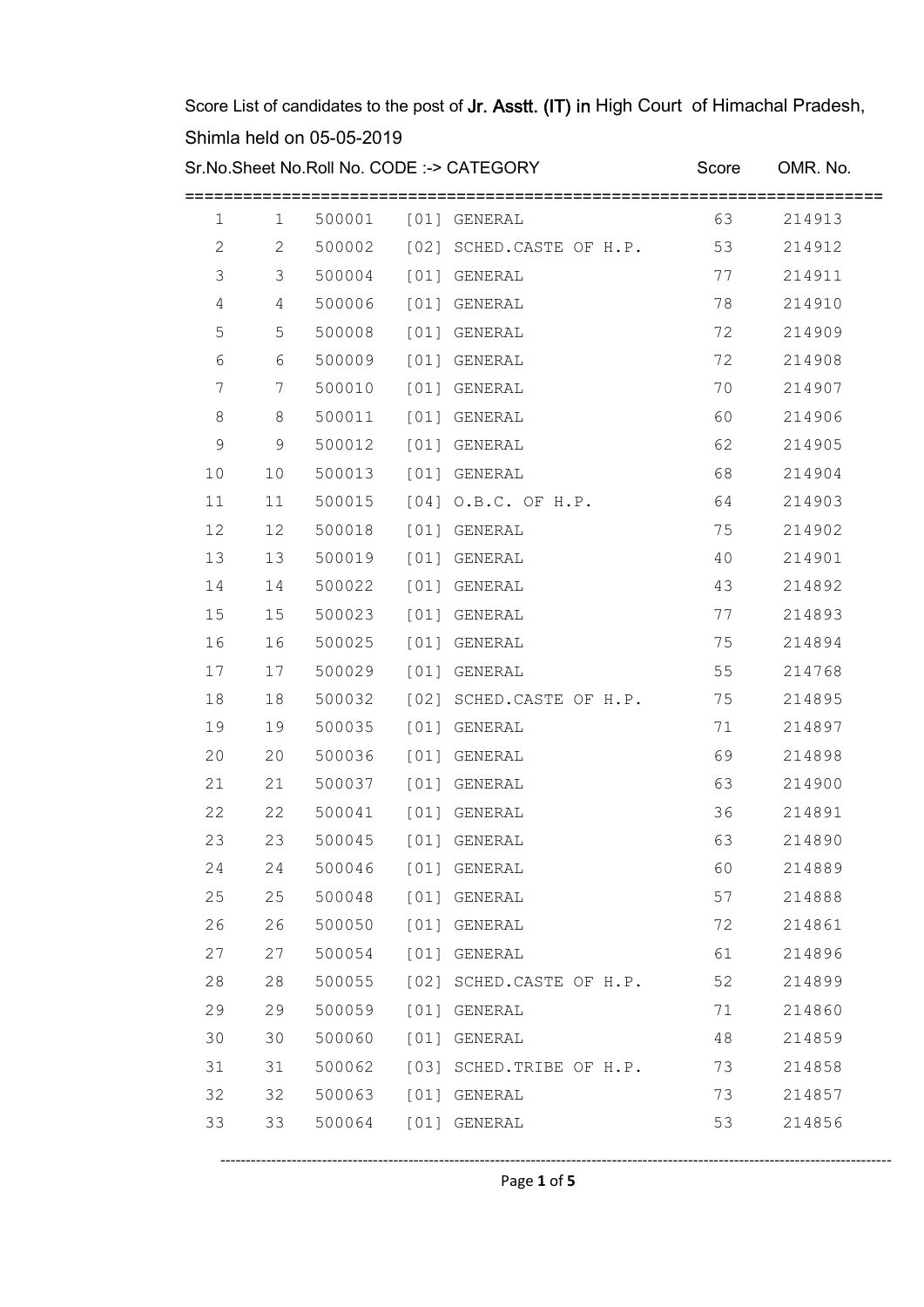Score List of candidates to the post of Jr. Asstt. (IT) in High Court of Himachal Pradesh, Shimla held on 05-05-2019

| Sr.No. | Sheet No. | Roll No. | CODE :-> CATEGORY | Score | OMR. No. |
|---|---|---|---|---|---|
| 1 | 1 | 500001 | [01] GENERAL | 63 | 214913 |
| 2 | 2 | 500002 | [02] SCHED.CASTE OF H.P. | 53 | 214912 |
| 3 | 3 | 500004 | [01] GENERAL | 77 | 214911 |
| 4 | 4 | 500006 | [01] GENERAL | 78 | 214910 |
| 5 | 5 | 500008 | [01] GENERAL | 72 | 214909 |
| 6 | 6 | 500009 | [01] GENERAL | 72 | 214908 |
| 7 | 7 | 500010 | [01] GENERAL | 70 | 214907 |
| 8 | 8 | 500011 | [01] GENERAL | 60 | 214906 |
| 9 | 9 | 500012 | [01] GENERAL | 62 | 214905 |
| 10 | 10 | 500013 | [01] GENERAL | 68 | 214904 |
| 11 | 11 | 500015 | [04] O.B.C. OF H.P. | 64 | 214903 |
| 12 | 12 | 500018 | [01] GENERAL | 75 | 214902 |
| 13 | 13 | 500019 | [01] GENERAL | 40 | 214901 |
| 14 | 14 | 500022 | [01] GENERAL | 43 | 214892 |
| 15 | 15 | 500023 | [01] GENERAL | 77 | 214893 |
| 16 | 16 | 500025 | [01] GENERAL | 75 | 214894 |
| 17 | 17 | 500029 | [01] GENERAL | 55 | 214768 |
| 18 | 18 | 500032 | [02] SCHED.CASTE OF H.P. | 75 | 214895 |
| 19 | 19 | 500035 | [01] GENERAL | 71 | 214897 |
| 20 | 20 | 500036 | [01] GENERAL | 69 | 214898 |
| 21 | 21 | 500037 | [01] GENERAL | 63 | 214900 |
| 22 | 22 | 500041 | [01] GENERAL | 36 | 214891 |
| 23 | 23 | 500045 | [01] GENERAL | 63 | 214890 |
| 24 | 24 | 500046 | [01] GENERAL | 60 | 214889 |
| 25 | 25 | 500048 | [01] GENERAL | 57 | 214888 |
| 26 | 26 | 500050 | [01] GENERAL | 72 | 214861 |
| 27 | 27 | 500054 | [01] GENERAL | 61 | 214896 |
| 28 | 28 | 500055 | [02] SCHED.CASTE OF H.P. | 52 | 214899 |
| 29 | 29 | 500059 | [01] GENERAL | 71 | 214860 |
| 30 | 30 | 500060 | [01] GENERAL | 48 | 214859 |
| 31 | 31 | 500062 | [03] SCHED.TRIBE OF H.P. | 73 | 214858 |
| 32 | 32 | 500063 | [01] GENERAL | 73 | 214857 |
| 33 | 33 | 500064 | [01] GENERAL | 53 | 214856 |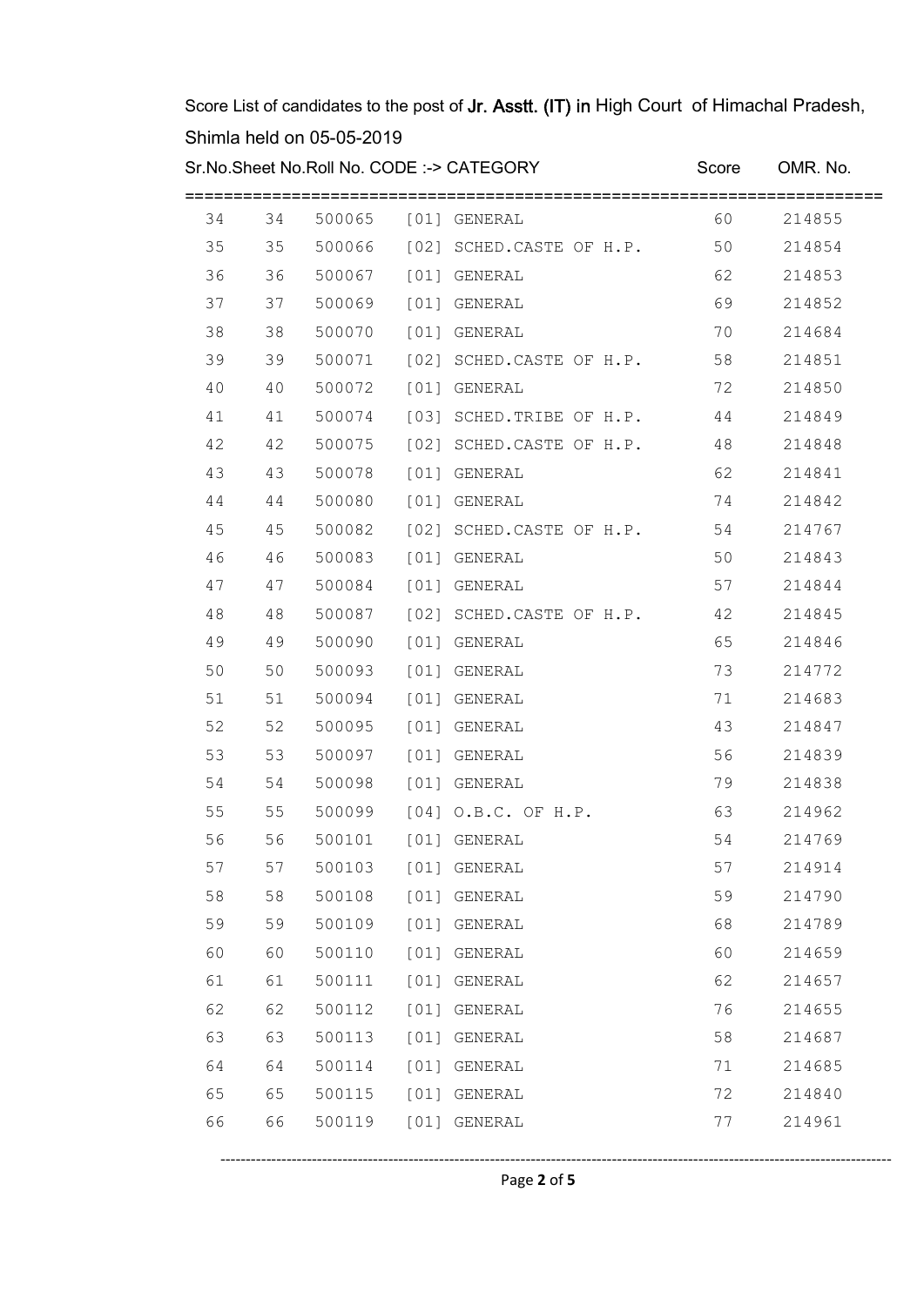Score List of candidates to the post of **Jr. Asstt. (IT) in** High Court of Himachal Pradesh, Shimla held on 05-05-2019

| Sr.No. | Sheet No. | Roll No. | CODE :-> CATEGORY | Score | OMR. No. |
|---|---|---|---|---|---|
| 34 | 34 | 500065 | [01] GENERAL | 60 | 214855 |
| 35 | 35 | 500066 | [02] SCHED.CASTE OF H.P. | 50 | 214854 |
| 36 | 36 | 500067 | [01] GENERAL | 62 | 214853 |
| 37 | 37 | 500069 | [01] GENERAL | 69 | 214852 |
| 38 | 38 | 500070 | [01] GENERAL | 70 | 214684 |
| 39 | 39 | 500071 | [02] SCHED.CASTE OF H.P. | 58 | 214851 |
| 40 | 40 | 500072 | [01] GENERAL | 72 | 214850 |
| 41 | 41 | 500074 | [03] SCHED.TRIBE OF H.P. | 44 | 214849 |
| 42 | 42 | 500075 | [02] SCHED.CASTE OF H.P. | 48 | 214848 |
| 43 | 43 | 500078 | [01] GENERAL | 62 | 214841 |
| 44 | 44 | 500080 | [01] GENERAL | 74 | 214842 |
| 45 | 45 | 500082 | [02] SCHED.CASTE OF H.P. | 54 | 214767 |
| 46 | 46 | 500083 | [01] GENERAL | 50 | 214843 |
| 47 | 47 | 500084 | [01] GENERAL | 57 | 214844 |
| 48 | 48 | 500087 | [02] SCHED.CASTE OF H.P. | 42 | 214845 |
| 49 | 49 | 500090 | [01] GENERAL | 65 | 214846 |
| 50 | 50 | 500093 | [01] GENERAL | 73 | 214772 |
| 51 | 51 | 500094 | [01] GENERAL | 71 | 214683 |
| 52 | 52 | 500095 | [01] GENERAL | 43 | 214847 |
| 53 | 53 | 500097 | [01] GENERAL | 56 | 214839 |
| 54 | 54 | 500098 | [01] GENERAL | 79 | 214838 |
| 55 | 55 | 500099 | [04] O.B.C. OF H.P. | 63 | 214962 |
| 56 | 56 | 500101 | [01] GENERAL | 54 | 214769 |
| 57 | 57 | 500103 | [01] GENERAL | 57 | 214914 |
| 58 | 58 | 500108 | [01] GENERAL | 59 | 214790 |
| 59 | 59 | 500109 | [01] GENERAL | 68 | 214789 |
| 60 | 60 | 500110 | [01] GENERAL | 60 | 214659 |
| 61 | 61 | 500111 | [01] GENERAL | 62 | 214657 |
| 62 | 62 | 500112 | [01] GENERAL | 76 | 214655 |
| 63 | 63 | 500113 | [01] GENERAL | 58 | 214687 |
| 64 | 64 | 500114 | [01] GENERAL | 71 | 214685 |
| 65 | 65 | 500115 | [01] GENERAL | 72 | 214840 |
| 66 | 66 | 500119 | [01] GENERAL | 77 | 214961 |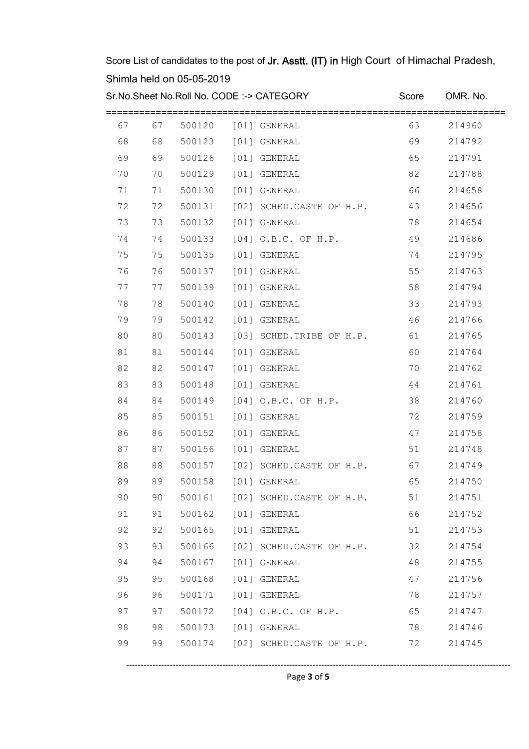Score List of candidates to the post of **Jr. Asstt. (IT) in** High Court of Himachal Pradesh, Shimla held on 05-05-2019

| Sr.No. | Sheet No. | Roll No. | CODE :-> CATEGORY | Score | OMR. No. |
|---|---|---|---|---|---|
| 67 | 67 | 500120 | [01] GENERAL | 63 | 214960 |
| 68 | 68 | 500123 | [01] GENERAL | 69 | 214792 |
| 69 | 69 | 500126 | [01] GENERAL | 65 | 214791 |
| 70 | 70 | 500129 | [01] GENERAL | 82 | 214788 |
| 71 | 71 | 500130 | [01] GENERAL | 66 | 214658 |
| 72 | 72 | 500131 | [02] SCHED.CASTE OF H.P. | 43 | 214656 |
| 73 | 73 | 500132 | [01] GENERAL | 78 | 214654 |
| 74 | 74 | 500133 | [04] O.B.C. OF H.P. | 49 | 214686 |
| 75 | 75 | 500135 | [01] GENERAL | 74 | 214795 |
| 76 | 76 | 500137 | [01] GENERAL | 55 | 214763 |
| 77 | 77 | 500139 | [01] GENERAL | 58 | 214794 |
| 78 | 78 | 500140 | [01] GENERAL | 33 | 214793 |
| 79 | 79 | 500142 | [01] GENERAL | 46 | 214766 |
| 80 | 80 | 500143 | [03] SCHED.TRIBE OF H.P. | 61 | 214765 |
| 81 | 81 | 500144 | [01] GENERAL | 60 | 214764 |
| 82 | 82 | 500147 | [01] GENERAL | 70 | 214762 |
| 83 | 83 | 500148 | [01] GENERAL | 44 | 214761 |
| 84 | 84 | 500149 | [04] O.B.C. OF H.P. | 38 | 214760 |
| 85 | 85 | 500151 | [01] GENERAL | 72 | 214759 |
| 86 | 86 | 500152 | [01] GENERAL | 47 | 214758 |
| 87 | 87 | 500156 | [01] GENERAL | 51 | 214748 |
| 88 | 88 | 500157 | [02] SCHED.CASTE OF H.P. | 67 | 214749 |
| 89 | 89 | 500158 | [01] GENERAL | 65 | 214750 |
| 90 | 90 | 500161 | [02] SCHED.CASTE OF H.P. | 51 | 214751 |
| 91 | 91 | 500162 | [01] GENERAL | 66 | 214752 |
| 92 | 92 | 500165 | [01] GENERAL | 51 | 214753 |
| 93 | 93 | 500166 | [02] SCHED.CASTE OF H.P. | 32 | 214754 |
| 94 | 94 | 500167 | [01] GENERAL | 48 | 214755 |
| 95 | 95 | 500168 | [01] GENERAL | 47 | 214756 |
| 96 | 96 | 500171 | [01] GENERAL | 78 | 214757 |
| 97 | 97 | 500172 | [04] O.B.C. OF H.P. | 65 | 214747 |
| 98 | 98 | 500173 | [01] GENERAL | 78 | 214746 |
| 99 | 99 | 500174 | [02] SCHED.CASTE OF H.P. | 72 | 214745 |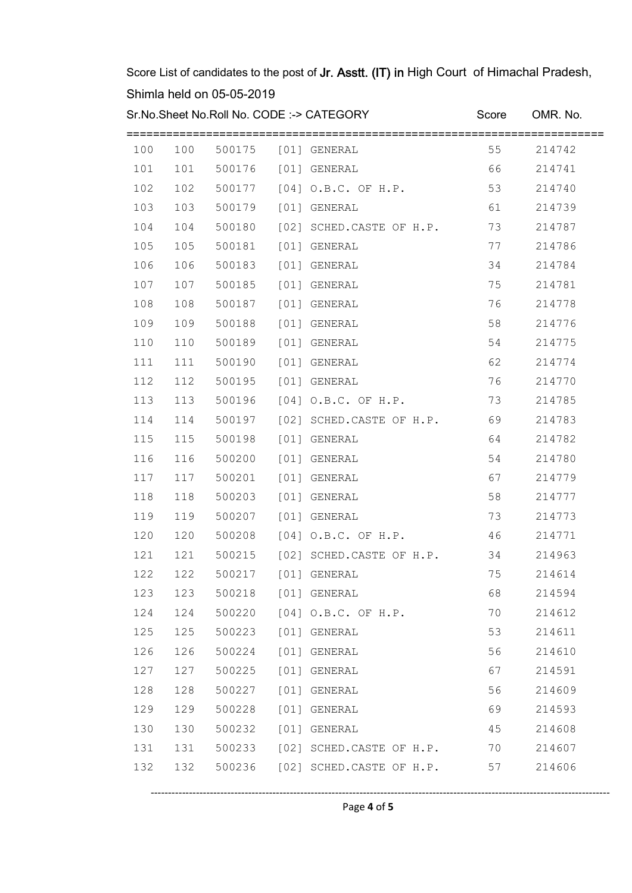Score List of candidates to the post of **Jr. Asstt. (IT) in** High Court of Himachal Pradesh, Shimla held on 05-05-2019

| Sr.No. | Sheet No. | Roll No. | CODE :-> CATEGORY | Score | OMR. No. |
|---|---|---|---|---|---|
| 100 | 100 | 500175 | [01] GENERAL | 55 | 214742 |
| 101 | 101 | 500176 | [01] GENERAL | 66 | 214741 |
| 102 | 102 | 500177 | [04] O.B.C. OF H.P. | 53 | 214740 |
| 103 | 103 | 500179 | [01] GENERAL | 61 | 214739 |
| 104 | 104 | 500180 | [02] SCHED.CASTE OF H.P. | 73 | 214787 |
| 105 | 105 | 500181 | [01] GENERAL | 77 | 214786 |
| 106 | 106 | 500183 | [01] GENERAL | 34 | 214784 |
| 107 | 107 | 500185 | [01] GENERAL | 75 | 214781 |
| 108 | 108 | 500187 | [01] GENERAL | 76 | 214778 |
| 109 | 109 | 500188 | [01] GENERAL | 58 | 214776 |
| 110 | 110 | 500189 | [01] GENERAL | 54 | 214775 |
| 111 | 111 | 500190 | [01] GENERAL | 62 | 214774 |
| 112 | 112 | 500195 | [01] GENERAL | 76 | 214770 |
| 113 | 113 | 500196 | [04] O.B.C. OF H.P. | 73 | 214785 |
| 114 | 114 | 500197 | [02] SCHED.CASTE OF H.P. | 69 | 214783 |
| 115 | 115 | 500198 | [01] GENERAL | 64 | 214782 |
| 116 | 116 | 500200 | [01] GENERAL | 54 | 214780 |
| 117 | 117 | 500201 | [01] GENERAL | 67 | 214779 |
| 118 | 118 | 500203 | [01] GENERAL | 58 | 214777 |
| 119 | 119 | 500207 | [01] GENERAL | 73 | 214773 |
| 120 | 120 | 500208 | [04] O.B.C. OF H.P. | 46 | 214771 |
| 121 | 121 | 500215 | [02] SCHED.CASTE OF H.P. | 34 | 214963 |
| 122 | 122 | 500217 | [01] GENERAL | 75 | 214614 |
| 123 | 123 | 500218 | [01] GENERAL | 68 | 214594 |
| 124 | 124 | 500220 | [04] O.B.C. OF H.P. | 70 | 214612 |
| 125 | 125 | 500223 | [01] GENERAL | 53 | 214611 |
| 126 | 126 | 500224 | [01] GENERAL | 56 | 214610 |
| 127 | 127 | 500225 | [01] GENERAL | 67 | 214591 |
| 128 | 128 | 500227 | [01] GENERAL | 56 | 214609 |
| 129 | 129 | 500228 | [01] GENERAL | 69 | 214593 |
| 130 | 130 | 500232 | [01] GENERAL | 45 | 214608 |
| 131 | 131 | 500233 | [02] SCHED.CASTE OF H.P. | 70 | 214607 |
| 132 | 132 | 500236 | [02] SCHED.CASTE OF H.P. | 57 | 214606 |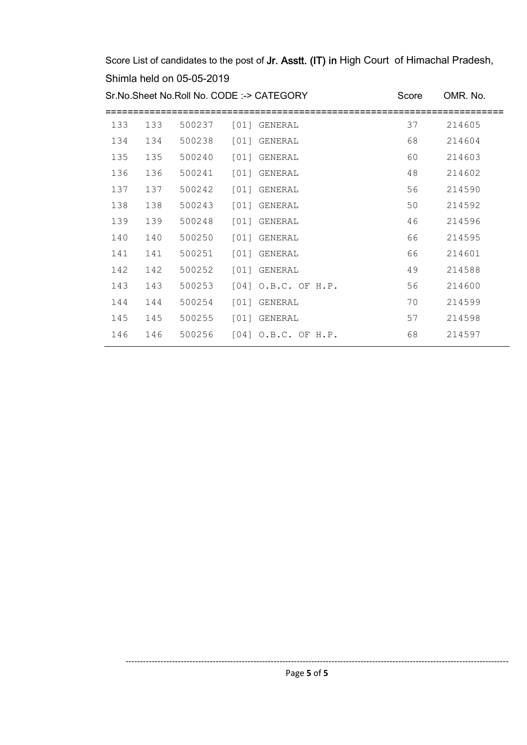Score List of candidates to the post of **Jr. Asstt. (IT) in** High Court of Himachal Pradesh, Shimla held on 05-05-2019

| Sr.No. | Sheet No. | Roll No. | CODE :-> CATEGORY | Score | OMR. No. |
|---|---|---|---|---|---|
| 133 | 133 | 500237 | [01] GENERAL | 37 | 214605 |
| 134 | 134 | 500238 | [01] GENERAL | 68 | 214604 |
| 135 | 135 | 500240 | [01] GENERAL | 60 | 214603 |
| 136 | 136 | 500241 | [01] GENERAL | 48 | 214602 |
| 137 | 137 | 500242 | [01] GENERAL | 56 | 214590 |
| 138 | 138 | 500243 | [01] GENERAL | 50 | 214592 |
| 139 | 139 | 500248 | [01] GENERAL | 46 | 214596 |
| 140 | 140 | 500250 | [01] GENERAL | 66 | 214595 |
| 141 | 141 | 500251 | [01] GENERAL | 66 | 214601 |
| 142 | 142 | 500252 | [01] GENERAL | 49 | 214588 |
| 143 | 143 | 500253 | [04] O.B.C. OF H.P. | 56 | 214600 |
| 144 | 144 | 500254 | [01] GENERAL | 70 | 214599 |
| 145 | 145 | 500255 | [01] GENERAL | 57 | 214598 |
| 146 | 146 | 500256 | [04] O.B.C. OF H.P. | 68 | 214597 |